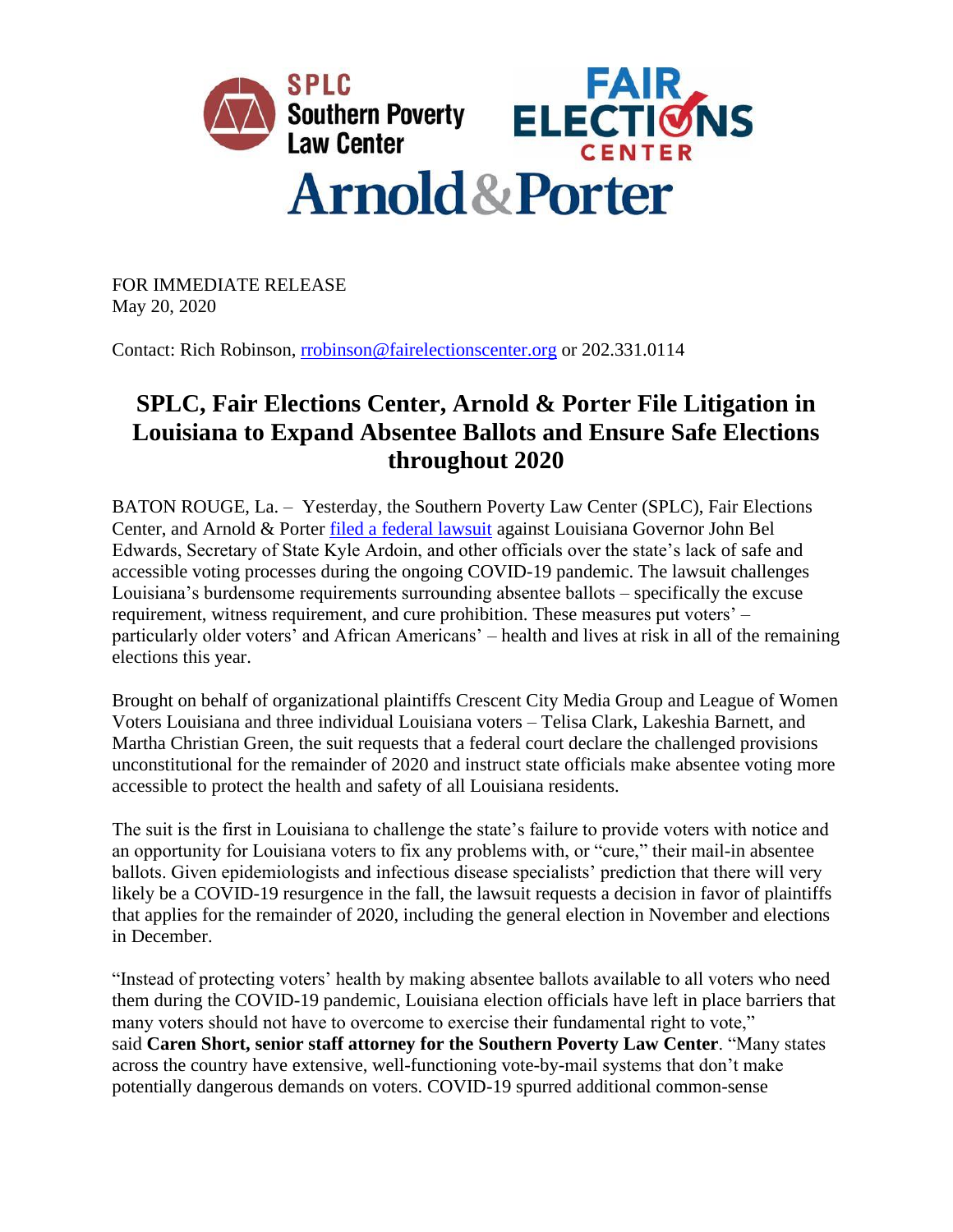FOR IMMEDIATE RELEASE
May 20, 2020

Contact: Rich Robinson, rrobinson@fairelectionscenter.org or 202.331.0114

# SPLC, Fair Elections Center, Arnold & Porter File Litigation in Louisiana to Expand Absentee Ballots and Ensure Safe Elections throughout 2020

BATON ROUGE, La. – Yesterday, the Southern Poverty Law Center (SPLC), Fair Elections Center, and Arnold & Porter filed a federal lawsuit against Louisiana Governor John Bel Edwards, Secretary of State Kyle Ardoin, and other officials over the state's lack of safe and accessible voting processes during the ongoing COVID-19 pandemic. The lawsuit challenges Louisiana's burdensome requirements surrounding absentee ballots – specifically the excuse requirement, witness requirement, and cure prohibition. These measures put voters' – particularly older voters' and African Americans' – health and lives at risk in all of the remaining elections this year.

Brought on behalf of organizational plaintiffs Crescent City Media Group and League of Women Voters Louisiana and three individual Louisiana voters – Telisa Clark, Lakeshia Barnett, and Martha Christian Green, the suit requests that a federal court declare the challenged provisions unconstitutional for the remainder of 2020 and instruct state officials make absentee voting more accessible to protect the health and safety of all Louisiana residents.

The suit is the first in Louisiana to challenge the state's failure to provide voters with notice and an opportunity for Louisiana voters to fix any problems with, or "cure," their mail-in absentee ballots. Given epidemiologists and infectious disease specialists' prediction that there will very likely be a COVID-19 resurgence in the fall, the lawsuit requests a decision in favor of plaintiffs that applies for the remainder of 2020, including the general election in November and elections in December.

"Instead of protecting voters' health by making absentee ballots available to all voters who need them during the COVID-19 pandemic, Louisiana election officials have left in place barriers that many voters should not have to overcome to exercise their fundamental right to vote," said **Caren Short, senior staff attorney for the Southern Poverty Law Center**. "Many states across the country have extensive, well-functioning vote-by-mail systems that don't make potentially dangerous demands on voters. COVID-19 spurred additional common-sense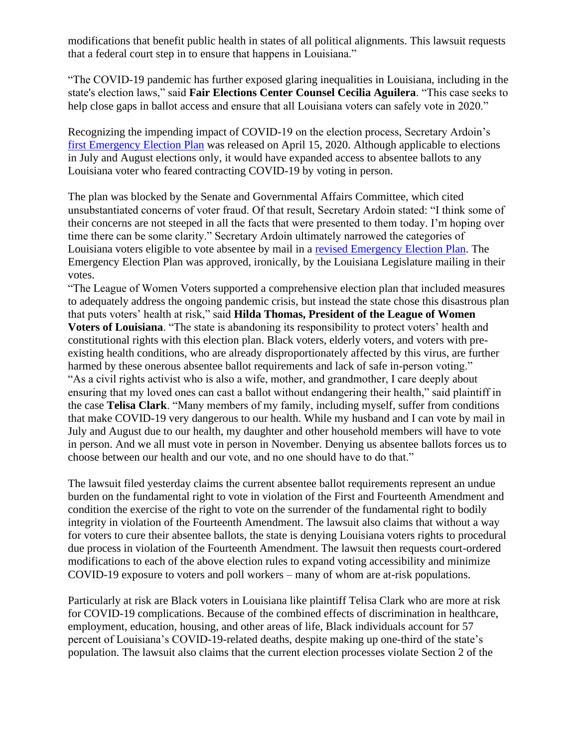modifications that benefit public health in states of all political alignments. This lawsuit requests that a federal court step in to ensure that happens in Louisiana."

"The COVID-19 pandemic has further exposed glaring inequalities in Louisiana, including in the state's election laws," said **Fair Elections Center Counsel Cecilia Aguilera**. "This case seeks to help close gaps in ballot access and ensure that all Louisiana voters can safely vote in 2020."

Recognizing the impending impact of COVID-19 on the election process, Secretary Ardoin's first Emergency Election Plan was released on April 15, 2020. Although applicable to elections in July and August elections only, it would have expanded access to absentee ballots to any Louisiana voter who feared contracting COVID-19 by voting in person.

The plan was blocked by the Senate and Governmental Affairs Committee, which cited unsubstantiated concerns of voter fraud. Of that result, Secretary Ardoin stated: "I think some of their concerns are not steeped in all the facts that were presented to them today. I'm hoping over time there can be some clarity." Secretary Ardoin ultimately narrowed the categories of Louisiana voters eligible to vote absentee by mail in a revised Emergency Election Plan. The Emergency Election Plan was approved, ironically, by the Louisiana Legislature mailing in their votes.

"The League of Women Voters supported a comprehensive election plan that included measures to adequately address the ongoing pandemic crisis, but instead the state chose this disastrous plan that puts voters' health at risk," said **Hilda Thomas, President of the League of Women Voters of Louisiana**. "The state is abandoning its responsibility to protect voters' health and constitutional rights with this election plan. Black voters, elderly voters, and voters with pre-existing health conditions, who are already disproportionately affected by this virus, are further harmed by these onerous absentee ballot requirements and lack of safe in-person voting."

"As a civil rights activist who is also a wife, mother, and grandmother, I care deeply about ensuring that my loved ones can cast a ballot without endangering their health," said plaintiff in the case **Telisa Clark**. "Many members of my family, including myself, suffer from conditions that make COVID-19 very dangerous to our health. While my husband and I can vote by mail in July and August due to our health, my daughter and other household members will have to vote in person. And we all must vote in person in November. Denying us absentee ballots forces us to choose between our health and our vote, and no one should have to do that."

The lawsuit filed yesterday claims the current absentee ballot requirements represent an undue burden on the fundamental right to vote in violation of the First and Fourteenth Amendment and condition the exercise of the right to vote on the surrender of the fundamental right to bodily integrity in violation of the Fourteenth Amendment. The lawsuit also claims that without a way for voters to cure their absentee ballots, the state is denying Louisiana voters rights to procedural due process in violation of the Fourteenth Amendment. The lawsuit then requests court-ordered modifications to each of the above election rules to expand voting accessibility and minimize COVID-19 exposure to voters and poll workers – many of whom are at-risk populations.

Particularly at risk are Black voters in Louisiana like plaintiff Telisa Clark who are more at risk for COVID-19 complications. Because of the combined effects of discrimination in healthcare, employment, education, housing, and other areas of life, Black individuals account for 57 percent of Louisiana's COVID-19-related deaths, despite making up one-third of the state's population. The lawsuit also claims that the current election processes violate Section 2 of the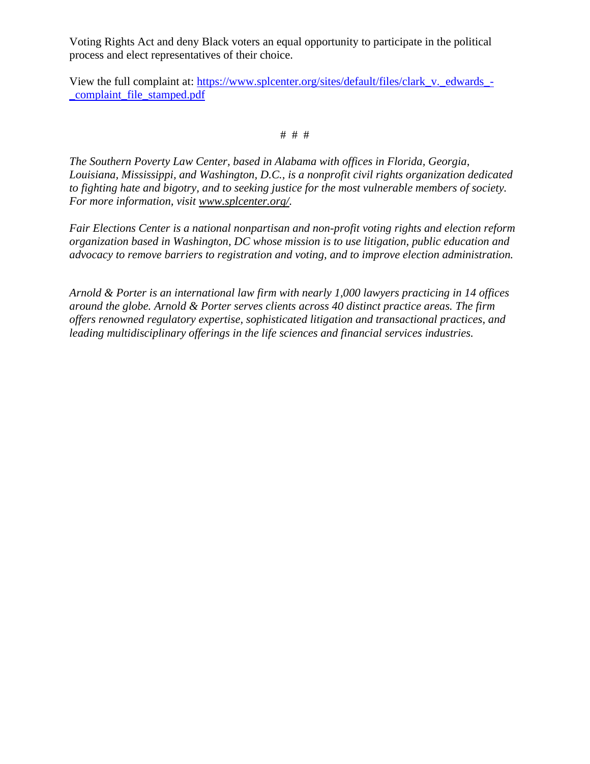Voting Rights Act and deny Black voters an equal opportunity to participate in the political process and elect representatives of their choice.

View the full complaint at: [https://www.splcenter.org/sites/default/files/clark_v._edwards_-_complaint_file_stamped.pdf](https://www.splcenter.org/sites/default/files/clark_v._edwards_-_complaint_file_stamped.pdf)

# # #

*The Southern Poverty Law Center, based in Alabama with offices in Florida, Georgia, Louisiana, Mississippi, and Washington, D.C., is a nonprofit civil rights organization dedicated to fighting hate and bigotry, and to seeking justice for the most vulnerable members of society. For more information, visit www.splcenter.org/.*

*Fair Elections Center is a national nonpartisan and non-profit voting rights and election reform organization based in Washington, DC whose mission is to use litigation, public education and advocacy to remove barriers to registration and voting, and to improve election administration.*

*Arnold & Porter is an international law firm with nearly 1,000 lawyers practicing in 14 offices around the globe. Arnold & Porter serves clients across 40 distinct practice areas. The firm offers renowned regulatory expertise, sophisticated litigation and transactional practices, and leading multidisciplinary offerings in the life sciences and financial services industries.*